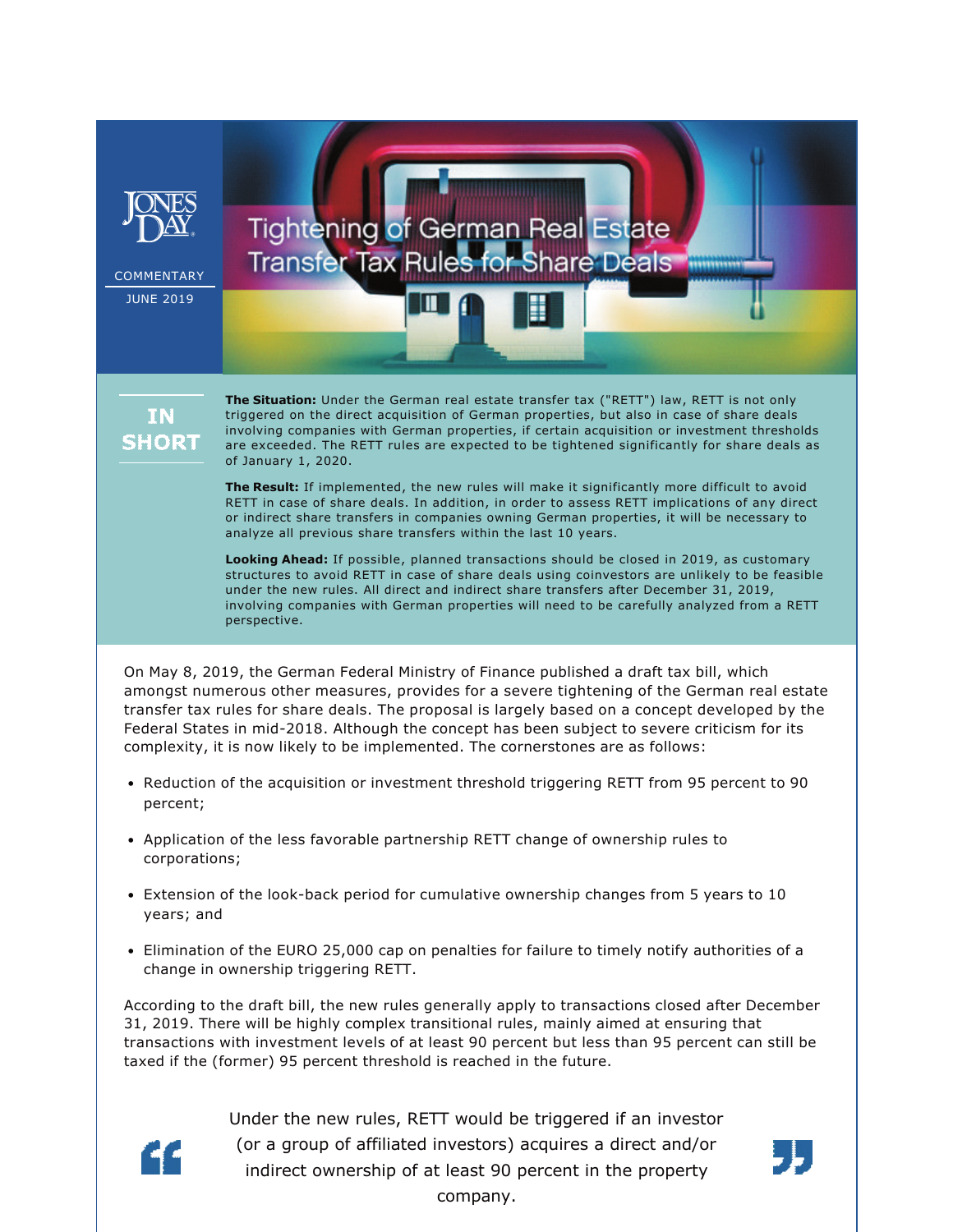JONES DAY

COMMENTARY

JUNE 2019

# Tightening of German Real Estate Transfer Tax Rules for Share Deals

## IN SHORT

**The Situation:** Under the German real estate transfer tax ("RETT") law, RETT is not only triggered on the direct acquisition of German properties, but also in case of share deals involving companies with German properties, if certain acquisition or investment thresholds are exceeded. The RETT rules are expected to be tightened significantly for share deals as of January 1, 2020.

**The Result:** If implemented, the new rules will make it significantly more difficult to avoid RETT in case of share deals. In addition, in order to assess RETT implications of any direct or indirect share transfers in companies owning German properties, it will be necessary to analyze all previous share transfers within the last 10 years.

**Looking Ahead:** If possible, planned transactions should be closed in 2019, as customary structures to avoid RETT in case of share deals using coinvestors are unlikely to be feasible under the new rules. All direct and indirect share transfers after December 31, 2019, involving companies with German properties will need to be carefully analyzed from a RETT perspective.

On May 8, 2019, the German Federal Ministry of Finance published a draft tax bill, which amongst numerous other measures, provides for a severe tightening of the German real estate transfer tax rules for share deals. The proposal is largely based on a concept developed by the Federal States in mid-2018. Although the concept has been subject to severe criticism for its complexity, it is now likely to be implemented. The cornerstones are as follows:

- Reduction of the acquisition or investment threshold triggering RETT from 95 percent to 90 percent;
- Application of the less favorable partnership RETT change of ownership rules to corporations;
- Extension of the look-back period for cumulative ownership changes from 5 years to 10 years; and
- Elimination of the EURO 25,000 cap on penalties for failure to timely notify authorities of a change in ownership triggering RETT.

According to the draft bill, the new rules generally apply to transactions closed after December 31, 2019. There will be highly complex transitional rules, mainly aimed at ensuring that transactions with investment levels of at least 90 percent but less than 95 percent can still be taxed if the (former) 95 percent threshold is reached in the future.

> Under the new rules, RETT would be triggered if an investor (or a group of affiliated investors) acquires a direct and/or indirect ownership of at least 90 percent in the property company.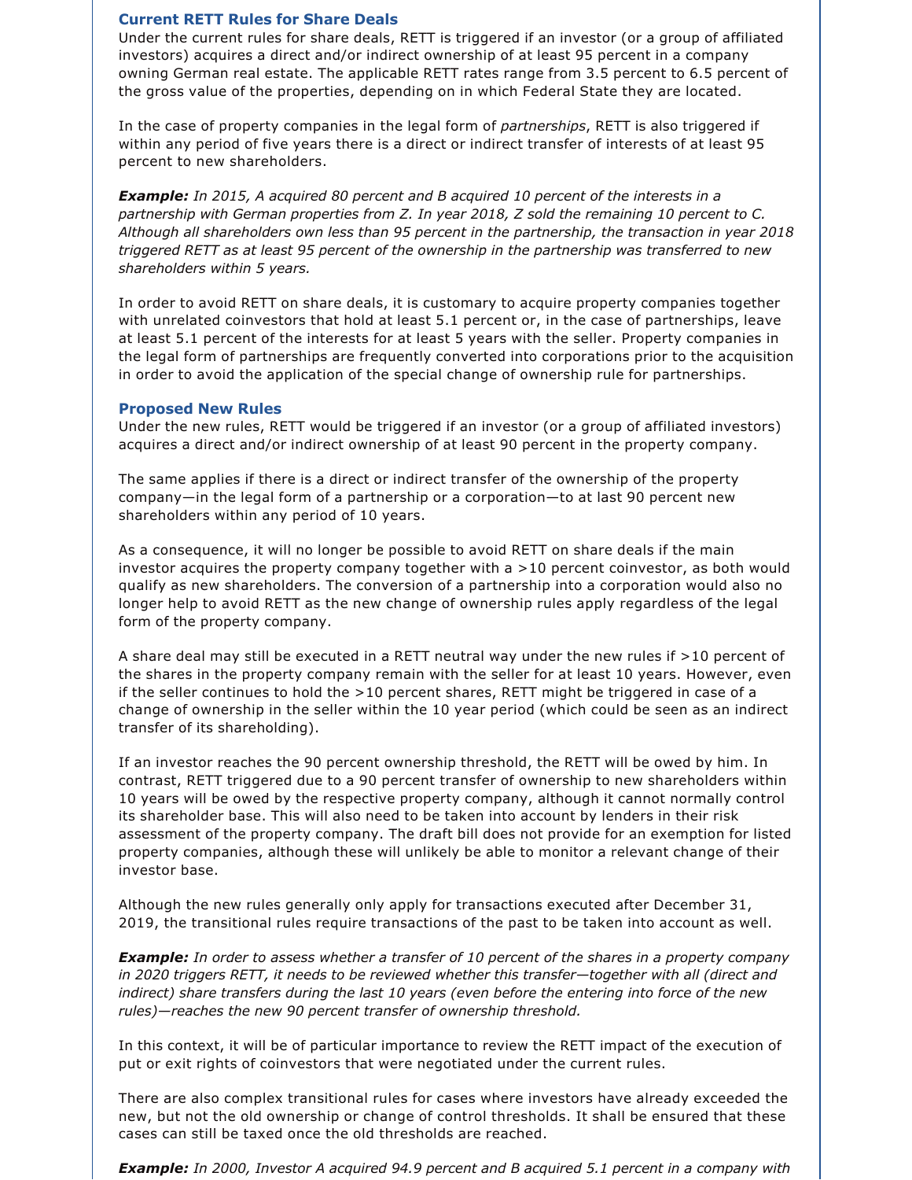### Current RETT Rules for Share Deals

Under the current rules for share deals, RETT is triggered if an investor (or a group of affiliated investors) acquires a direct and/or indirect ownership of at least 95 percent in a company owning German real estate. The applicable RETT rates range from 3.5 percent to 6.5 percent of the gross value of the properties, depending on in which Federal State they are located.

In the case of property companies in the legal form of *partnerships*, RETT is also triggered if within any period of five years there is a direct or indirect transfer of interests of at least 95 percent to new shareholders.

***Example:*** *In 2015, A acquired 80 percent and B acquired 10 percent of the interests in a partnership with German properties from Z. In year 2018, Z sold the remaining 10 percent to C. Although all shareholders own less than 95 percent in the partnership, the transaction in year 2018 triggered RETT as at least 95 percent of the ownership in the partnership was transferred to new shareholders within 5 years.*

In order to avoid RETT on share deals, it is customary to acquire property companies together with unrelated coinvestors that hold at least 5.1 percent or, in the case of partnerships, leave at least 5.1 percent of the interests for at least 5 years with the seller. Property companies in the legal form of partnerships are frequently converted into corporations prior to the acquisition in order to avoid the application of the special change of ownership rule for partnerships.

### Proposed New Rules

Under the new rules, RETT would be triggered if an investor (or a group of affiliated investors) acquires a direct and/or indirect ownership of at least 90 percent in the property company.

The same applies if there is a direct or indirect transfer of the ownership of the property company—in the legal form of a partnership or a corporation—to at last 90 percent new shareholders within any period of 10 years.

As a consequence, it will no longer be possible to avoid RETT on share deals if the main investor acquires the property company together with a >10 percent coinvestor, as both would qualify as new shareholders. The conversion of a partnership into a corporation would also no longer help to avoid RETT as the new change of ownership rules apply regardless of the legal form of the property company.

A share deal may still be executed in a RETT neutral way under the new rules if >10 percent of the shares in the property company remain with the seller for at least 10 years. However, even if the seller continues to hold the >10 percent shares, RETT might be triggered in case of a change of ownership in the seller within the 10 year period (which could be seen as an indirect transfer of its shareholding).

If an investor reaches the 90 percent ownership threshold, the RETT will be owed by him. In contrast, RETT triggered due to a 90 percent transfer of ownership to new shareholders within 10 years will be owed by the respective property company, although it cannot normally control its shareholder base. This will also need to be taken into account by lenders in their risk assessment of the property company. The draft bill does not provide for an exemption for listed property companies, although these will unlikely be able to monitor a relevant change of their investor base.

Although the new rules generally only apply for transactions executed after December 31, 2019, the transitional rules require transactions of the past to be taken into account as well.

***Example:*** *In order to assess whether a transfer of 10 percent of the shares in a property company in 2020 triggers RETT, it needs to be reviewed whether this transfer—together with all (direct and indirect) share transfers during the last 10 years (even before the entering into force of the new rules)—reaches the new 90 percent transfer of ownership threshold.*

In this context, it will be of particular importance to review the RETT impact of the execution of put or exit rights of coinvestors that were negotiated under the current rules.

There are also complex transitional rules for cases where investors have already exceeded the new, but not the old ownership or change of control thresholds. It shall be ensured that these cases can still be taxed once the old thresholds are reached.

***Example:*** *In 2000, Investor A acquired 94.9 percent and B acquired 5.1 percent in a company with*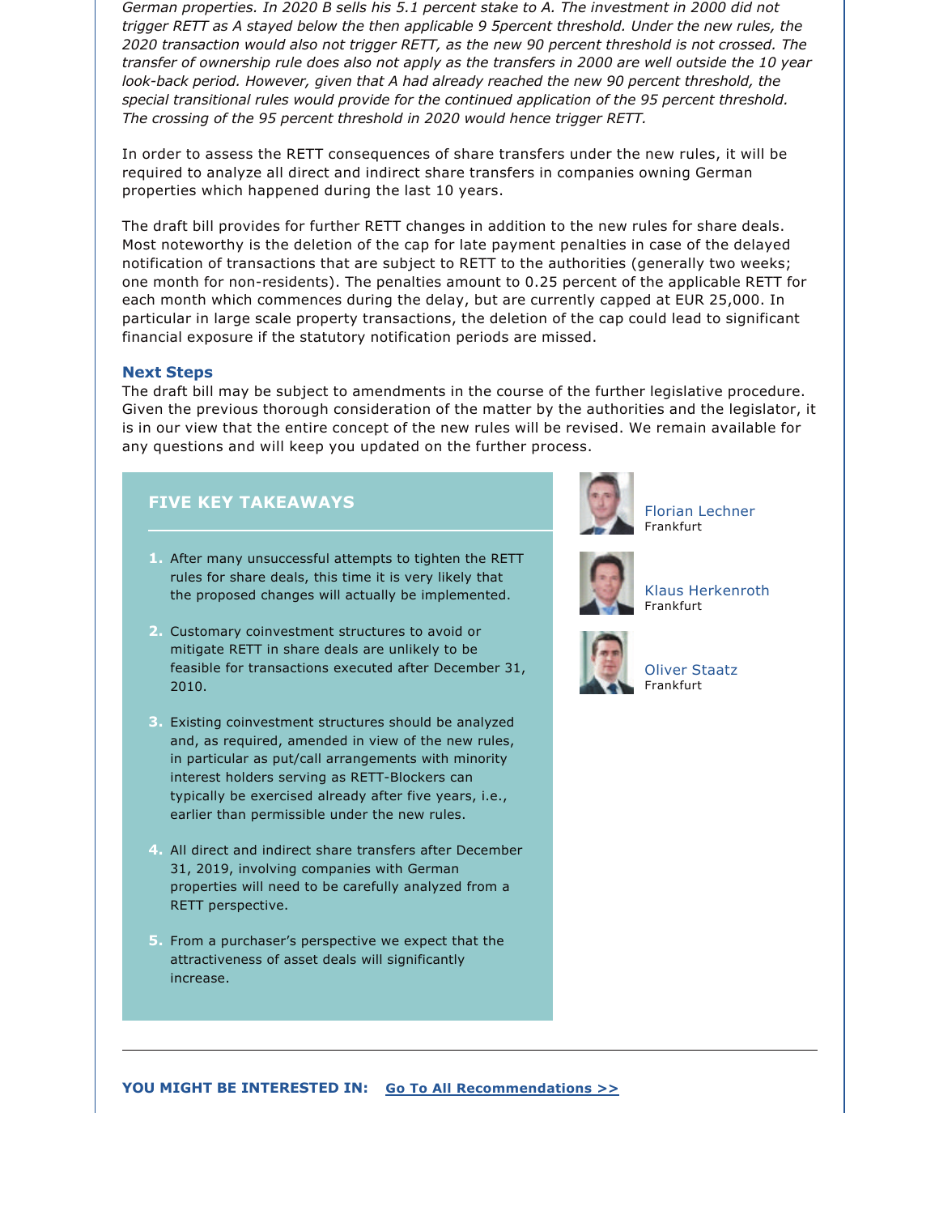*German properties. In 2020 B sells his 5.1 percent stake to A. The investment in 2000 did not trigger RETT as A stayed below the then applicable 9 5percent threshold. Under the new rules, the 2020 transaction would also not trigger RETT, as the new 90 percent threshold is not crossed. The transfer of ownership rule does also not apply as the transfers in 2000 are well outside the 10 year look-back period. However, given that A had already reached the new 90 percent threshold, the special transitional rules would provide for the continued application of the 95 percent threshold. The crossing of the 95 percent threshold in 2020 would hence trigger RETT.*

In order to assess the RETT consequences of share transfers under the new rules, it will be required to analyze all direct and indirect share transfers in companies owning German properties which happened during the last 10 years.

The draft bill provides for further RETT changes in addition to the new rules for share deals. Most noteworthy is the deletion of the cap for late payment penalties in case of the delayed notification of transactions that are subject to RETT to the authorities (generally two weeks; one month for non-residents). The penalties amount to 0.25 percent of the applicable RETT for each month which commences during the delay, but are currently capped at EUR 25,000. In particular in large scale property transactions, the deletion of the cap could lead to significant financial exposure if the statutory notification periods are missed.

### Next Steps

The draft bill may be subject to amendments in the course of the further legislative procedure. Given the previous thorough consideration of the matter by the authorities and the legislator, it is in our view that the entire concept of the new rules will be revised. We remain available for any questions and will keep you updated on the further process.

### FIVE KEY TAKEAWAYS

1. After many unsuccessful attempts to tighten the RETT rules for share deals, this time it is very likely that the proposed changes will actually be implemented.
2. Customary coinvestment structures to avoid or mitigate RETT in share deals are unlikely to be feasible for transactions executed after December 31, 2010.
3. Existing coinvestment structures should be analyzed and, as required, amended in view of the new rules, in particular as put/call arrangements with minority interest holders serving as RETT-Blockers can typically be exercised already after five years, i.e., earlier than permissible under the new rules.
4. All direct and indirect share transfers after December 31, 2019, involving companies with German properties will need to be carefully analyzed from a RETT perspective.
5. From a purchaser's perspective we expect that the attractiveness of asset deals will significantly increase.

Florian Lechner
Frankfurt

Klaus Herkenroth
Frankfurt

Oliver Staatz
Frankfurt

---

**YOU MIGHT BE INTERESTED IN:** Go To All Recommendations >>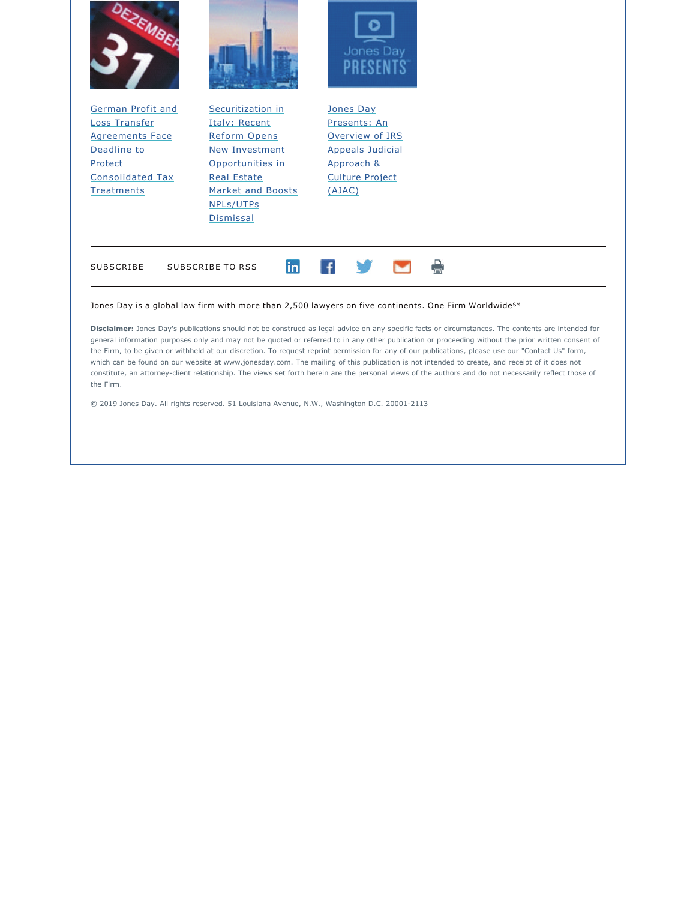German Profit and Loss Transfer Agreements Face Deadline to Protect Consolidated Tax Treatments

Securitization in Italy: Recent Reform Opens New Investment Opportunities in Real Estate Market and Boosts NPLs/UTPs Dismissal

Jones Day Presents: An Overview of IRS Appeals Judicial Approach & Culture Project (AJAC)

SUBSCRIBE     SUBSCRIBE TO RSS

Jones Day is a global law firm with more than 2,500 lawyers on five continents. One Firm Worldwide℠

**Disclaimer:** Jones Day's publications should not be construed as legal advice on any specific facts or circumstances. The contents are intended for general information purposes only and may not be quoted or referred to in any other publication or proceeding without the prior written consent of the Firm, to be given or withheld at our discretion. To request reprint permission for any of our publications, please use our "Contact Us" form, which can be found on our website at www.jonesday.com. The mailing of this publication is not intended to create, and receipt of it does not constitute, an attorney-client relationship. The views set forth herein are the personal views of the authors and do not necessarily reflect those of the Firm.

© 2019 Jones Day. All rights reserved. 51 Louisiana Avenue, N.W., Washington D.C. 20001-2113